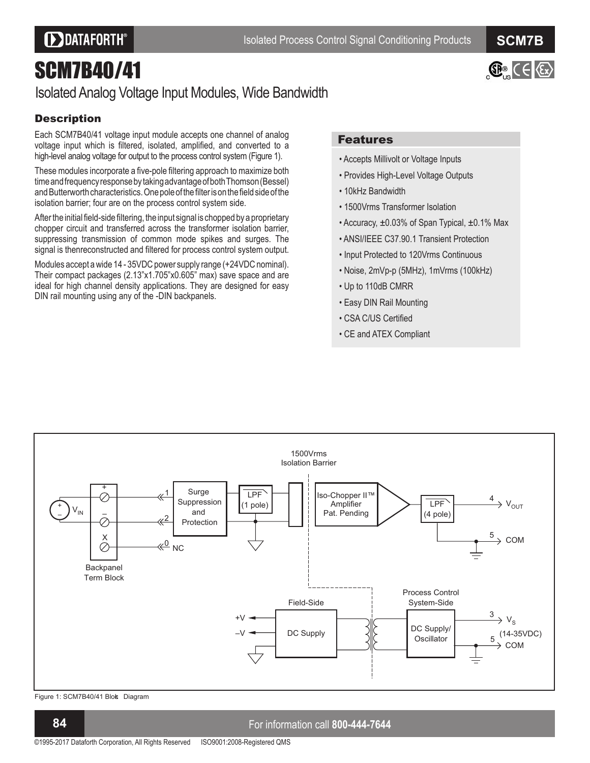# SCM7B40/41

Isolated Analog Voltage Input Modules, Wide Bandwidth

## Description

Each SCM7B40/41 voltage input module accepts one channel of analog voltage input which is filtered, isolated, amplified, and converted to a high-level analog voltage for output to the process control system (Figure 1).

These modules incorporate a five-pole filtering approach to maximize both time and frequency response by taking advantage of both Thomson (Bessel) and Butterworth characteristics. One pole of the filter is on the field side of the isolation barrier; four are on the process control system side.

After the initial field-side filtering, the input signal is chopped by a proprietary chopper circuit and transferred across the transformer isolation barrier, suppressing transmission of common mode spikes and surges. The signal is thenreconstructed and filtered for process control system output.

Modules accept a wide 14 - 35VDC power supply range (+24VDC nominal). Their compact packages (2.13"x1.705"x0.605" max) save space and are ideal for high channel density applications. They are designed for easy DIN rail mounting using any of the -DIN backpanels.

## Features

- Accepts Millivolt or Voltage Inputs
- Provides High-Level Voltage Outputs
- 10kHz Bandwidth
- 1500Vrms Transformer Isolation
- Accuracy, ±0.03% of Span Typical, ±0.1% Max
- ANSI/IEEE C37.90.1 Transient Protection
- Input Protected to 120Vrms Continuous
- Noise, 2mVp-p (5MHz), 1mVrms (100kHz)
- Up to 110dB CMRR
- Easy DIN Rail Mounting
- CSA C/US Certified
- CE and ATEX Compliant

Figure 1: SCM7B40/41 Block Diagram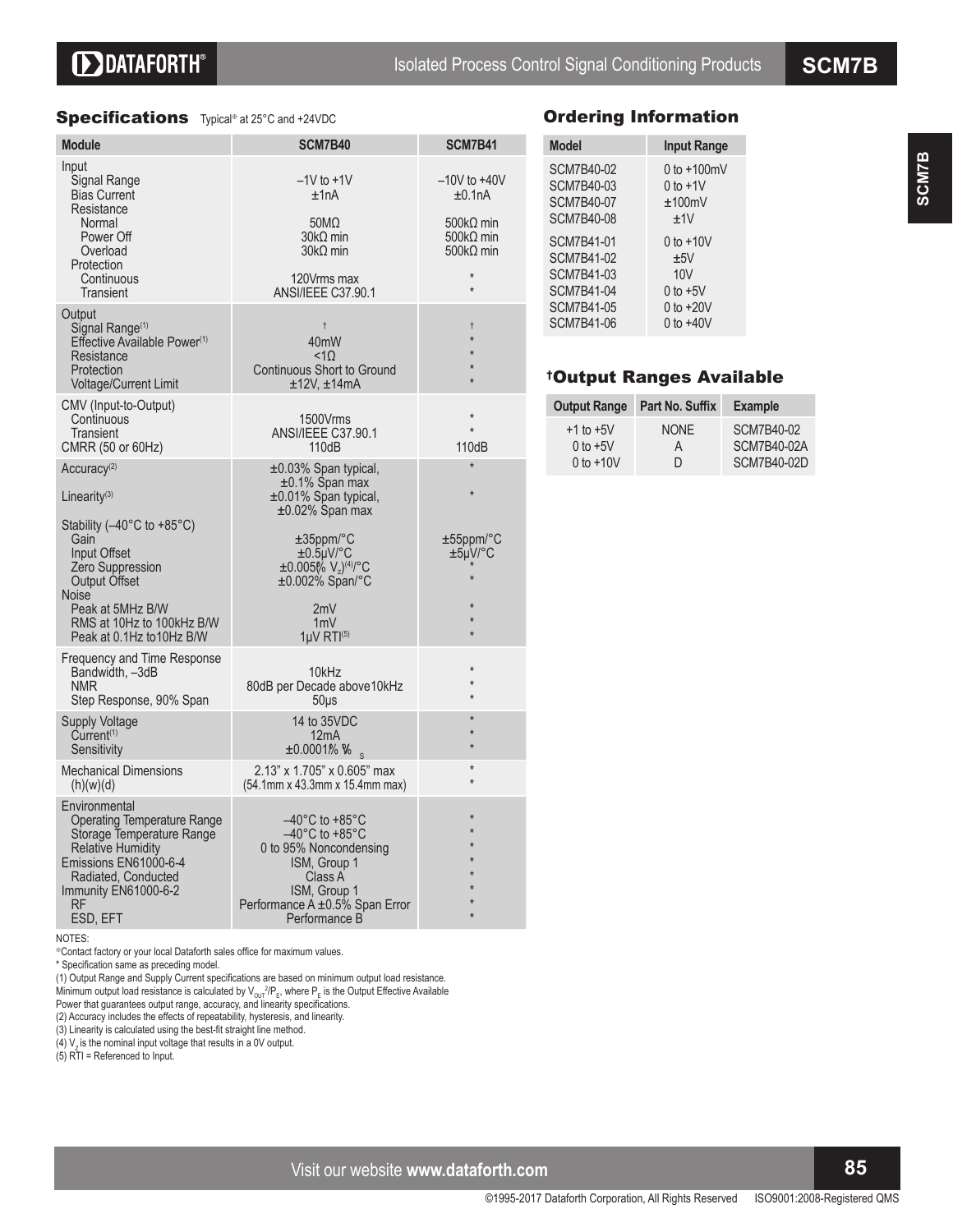## Specifications

Typical* at 25°C and +24VDC

| Module | SCM7B40 | SCM7B41 |
|---|---|---|
| Input | | |
| Signal Range | –1V to +1V | –10V to +40V |
| Bias Current | ±1nA | ±0.1nA |
| Resistance | | |
| Normal | 50MΩ | 500kΩ min |
| Power Off | 30kΩ min | 500kΩ min |
| Overload | 30kΩ min | 500kΩ min |
| Protection | | |
| Continuous | 120Vrms max | * |
| Transient | ANSI/IEEE C37.90.1 | * |
| Output | | |
| Signal Range(1) | † | † |
| Effective Available Power(1) | 40mW | * |
| Resistance | <1Ω | * |
| Protection | Continuous Short to Ground | * |
| Voltage/Current Limit | ±12V, ±14mA | * |
| CMV (Input-to-Output) | | |
| Continuous | 1500Vrms | * |
| Transient | ANSI/IEEE C37.90.1 | * |
| CMRR (50 or 60Hz) | 110dB | 110dB |
| Accuracy(2) | ±0.03% Span typical, ±0.1% Span max | * |
| Linearity(3) | ±0.01% Span typical, ±0.02% Span max | * |
| Stability (–40°C to +85°C) | | |
| Gain | ±35ppm/°C | ±55ppm/°C |
| Input Offset | ±0.5µV/°C | ±5µV/°C |
| Zero Suppression | ±0.005(% $V_z$)(4)/°C | * |
| Output Offset | ±0.002% Span/°C | * |
| Noise | | |
| Peak at 5MHz B/W | 2mV | * |
| RMS at 10Hz to 100kHz B/W | 1mV | * |
| Peak at 0.1Hz to10Hz B/W | 1µV RTI(5) | * |
| Frequency and Time Response | | |
| Bandwidth, –3dB | 10kHz | * |
| NMR | 80dB per Decade above10kHz | * |
| Step Response, 90% Span | 50µs | * |
| Supply Voltage | 14 to 35VDC | * |
| Current(1) | 12mA | * |
| Sensitivity | ±0.0001%/% $V_s$ | * |
| Mechanical Dimensions (h)(w)(d) | 2.13" x 1.705" x 0.605" max (54.1mm x 43.3mm x 15.4mm max) | * |
| Environmental | | |
| Operating Temperature Range | –40°C to +85°C | * |
| Storage Temperature Range | –40°C to +85°C | * |
| Relative Humidity | 0 to 95% Noncondensing | * |
| Emissions EN61000-6-4 | ISM, Group 1 | * |
| Radiated, Conducted | Class A | * |
| Immunity EN61000-6-2 | ISM, Group 1 | * |
| RF | Performance A ±0.5% Span Error | * |
| ESD, EFT | Performance B | * |

NOTES:

*Contact factory or your local Dataforth sales office for maximum values.

* Specification same as preceding model.

(1) Output Range and Supply Current specifications are based on minimum output load resistance. Minimum output load resistance is calculated by $V_{OUT}^2/P_E$, where $P_E$ is the Output Effective Available Power that guarantees output range, accuracy, and linearity specifications.

(2) Accuracy includes the effects of repeatability, hysteresis, and linearity.

(3) Linearity is calculated using the best-fit straight line method.

(4) $V_z$ is the nominal input voltage that results in a 0V output.

(5) RTI = Referenced to Input.

## Ordering Information

| Model | Input Range |
|---|---|
| SCM7B40-02 | 0 to +100mV |
| SCM7B40-03 | 0 to +1V |
| SCM7B40-07 | ±100mV |
| SCM7B40-08 | ±1V |
| SCM7B41-01 | 0 to +10V |
| SCM7B41-02 | ±5V |
| SCM7B41-03 | 10V |
| SCM7B41-04 | 0 to +5V |
| SCM7B41-05 | 0 to +20V |
| SCM7B41-06 | 0 to +40V |

## †Output Ranges Available

| Output Range | Part No. Suffix | Example |
|---|---|---|
| +1 to +5V | NONE | SCM7B40-02 |
| 0 to +5V | A | SCM7B40-02A |
| 0 to +10V | D | SCM7B40-02D |